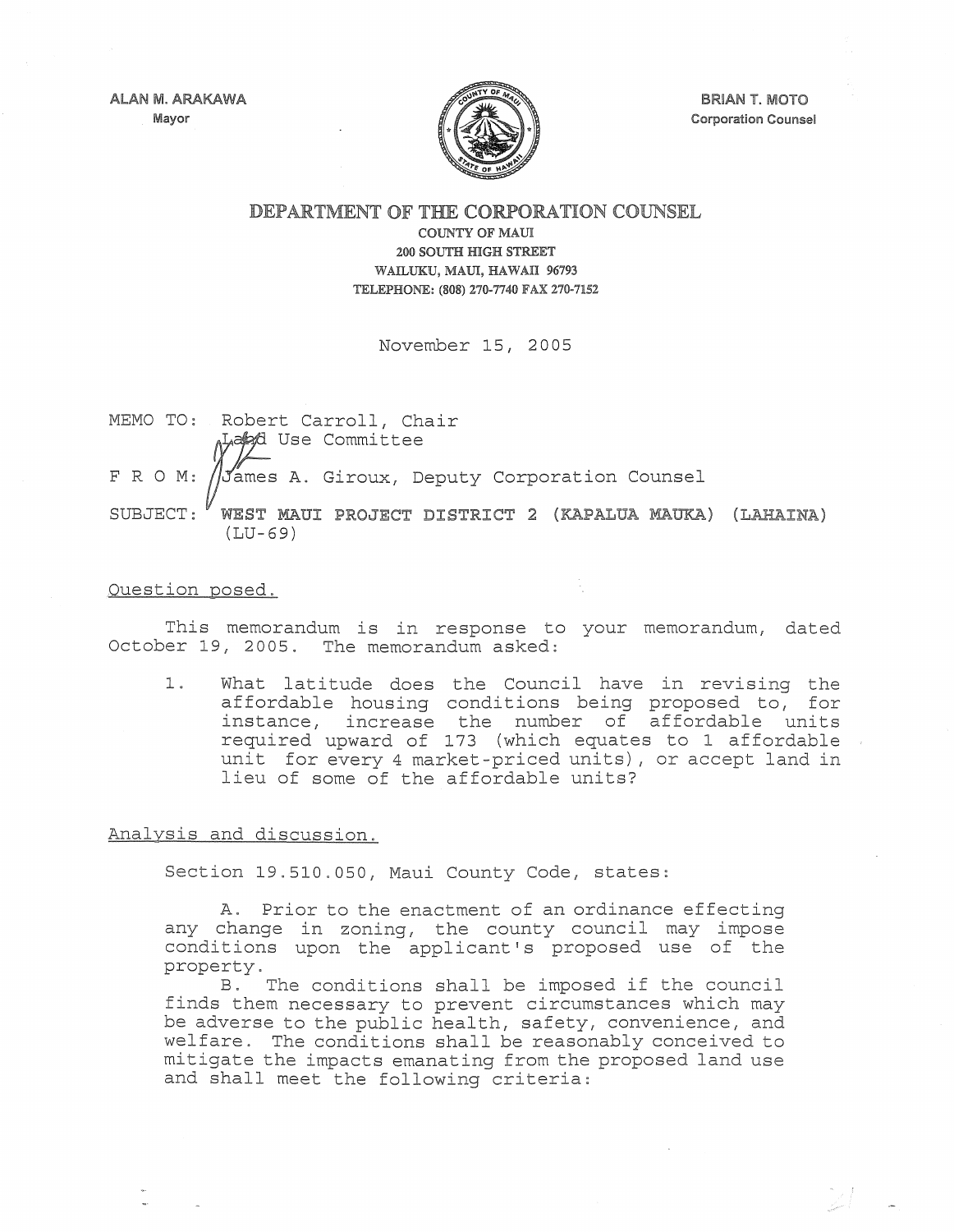ALAN M. ARAKAWA
Mayor

BRIAN T. MOTO
Corporation Counsel

# DEPARTMENT OF THE CORPORATION COUNSEL

COUNTY OF MAUI
200 SOUTH HIGH STREET
WAILUKU, MAUI, HAWAII 96793
TELEPHONE: (808) 270-7740 FAX 270-7152

November 15, 2005

MEMO TO: Robert Carroll, Chair
Land Use Committee

F R O M: James A. Giroux, Deputy Corporation Counsel

SUBJECT: **WEST MAUI PROJECT DISTRICT 2 (KAPALUA MAUKA) (LAHAINA) (LU-69)**

Question posed.

This memorandum is in response to your memorandum, dated October 19, 2005. The memorandum asked:

1. What latitude does the Council have in revising the affordable housing conditions being proposed to, for instance, increase the number of affordable units required upward of 173 (which equates to 1 affordable unit for every 4 market-priced units), or accept land in lieu of some of the affordable units?

Analysis and discussion.

Section 19.510.050, Maui County Code, states:

A. Prior to the enactment of an ordinance effecting any change in zoning, the county council may impose conditions upon the applicant's proposed use of the property.

B. The conditions shall be imposed if the council finds them necessary to prevent circumstances which may be adverse to the public health, safety, convenience, and welfare. The conditions shall be reasonably conceived to mitigate the impacts emanating from the proposed land use and shall meet the following criteria: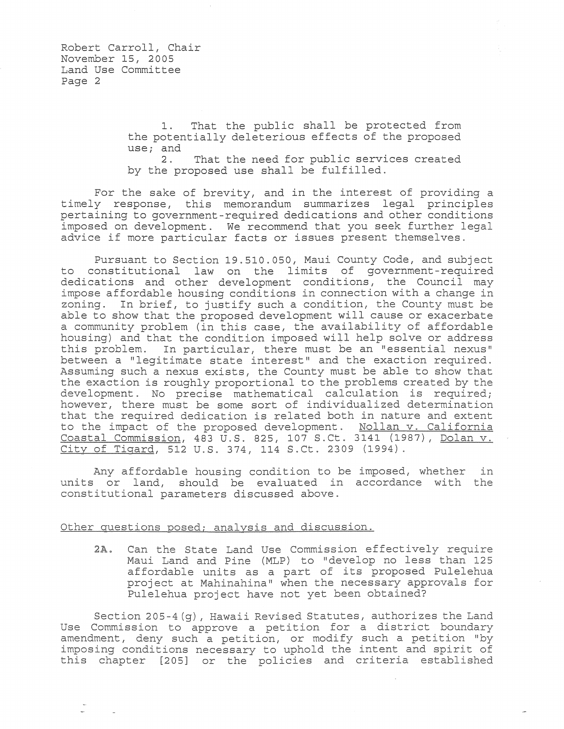1. That the public shall be protected from the potentially deleterious effects of the proposed use; and

2. That the need for public services created by the proposed use shall be fulfilled.

For the sake of brevity, and in the interest of providing a timely response, this memorandum summarizes legal principles pertaining to government-required dedications and other conditions imposed on development. We recommend that you seek further legal advice if more particular facts or issues present themselves.

Pursuant to Section 19.510.050, Maui County Code, and subject to constitutional law on the limits of government-required dedications and other development conditions, the Council may impose affordable housing conditions in connection with a change in zoning. In brief, to justify such a condition, the County must be able to show that the proposed development will cause or exacerbate a community problem (in this case, the availability of affordable housing) and that the condition imposed will help solve or address this problem. In particular, there must be an "essential nexus" between a "legitimate state interest" and the exaction required. Assuming such a nexus exists, the County must be able to show that the exaction is roughly proportional to the problems created by the development. No precise mathematical calculation is required; however, there must be some sort of individualized determination that the required dedication is related both in nature and extent to the impact of the proposed development. Nollan v. California Coastal Commission, 483 U.S. 825, 107 S.Ct. 3141 (1987), Dolan v. City of Tigard, 512 U.S. 374, 114 S.Ct. 2309 (1994).

Any affordable housing condition to be imposed, whether in units or land, should be evaluated in accordance with the constitutional parameters discussed above.

Other questions posed; analysis and discussion.

2A. Can the State Land Use Commission effectively require Maui Land and Pine (MLP) to "develop no less than 125 affordable units as a part of its proposed Pulelehua project at Mahinahina" when the necessary approvals for Pulelehua project have not yet been obtained?

Section 205-4(g), Hawaii Revised Statutes, authorizes the Land Use Commission to approve a petition for a district boundary amendment, deny such a petition, or modify such a petition "by imposing conditions necessary to uphold the intent and spirit of this chapter [205] or the policies and criteria established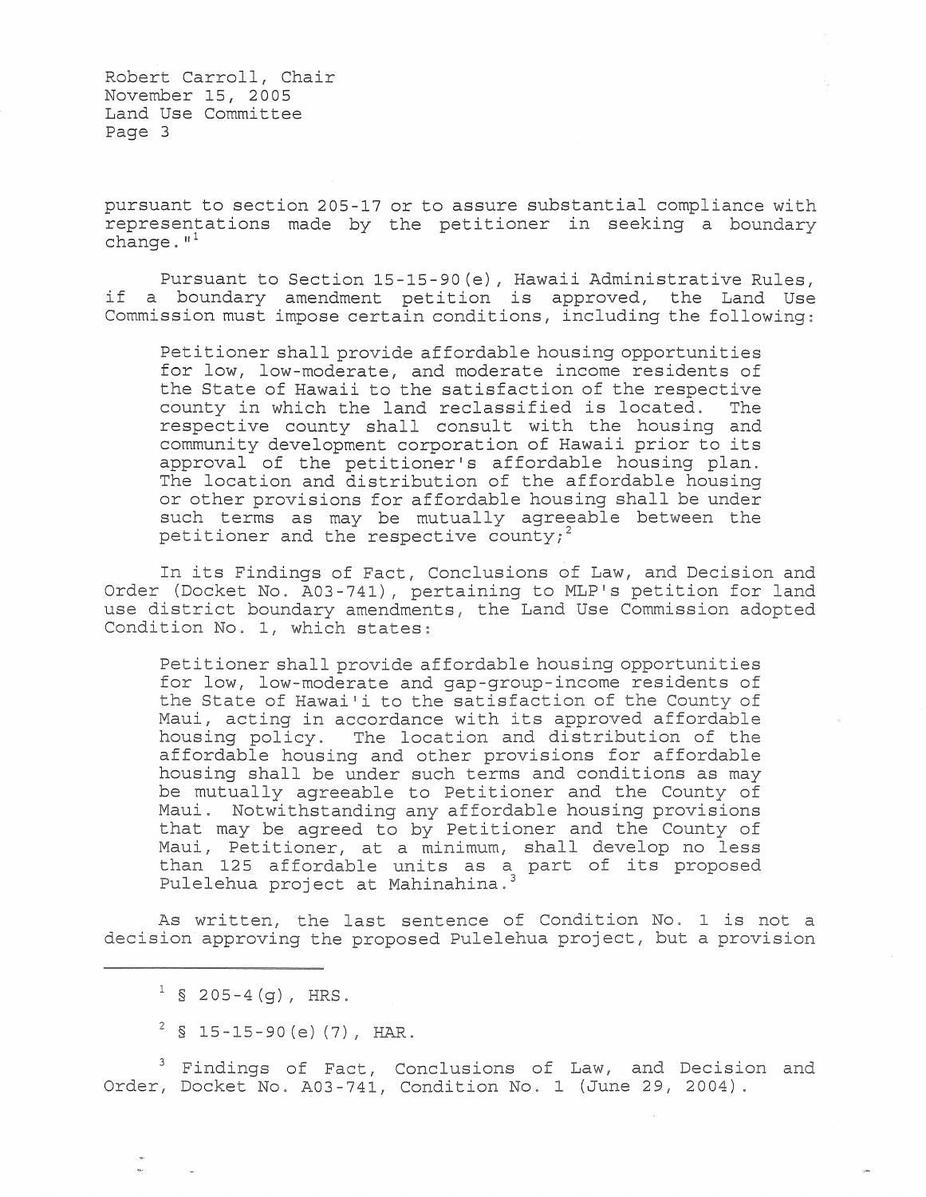pursuant to section 205-17 or to assure substantial compliance with representations made by the petitioner in seeking a boundary change."[1]

Pursuant to Section 15-15-90(e), Hawaii Administrative Rules, if a boundary amendment petition is approved, the Land Use Commission must impose certain conditions, including the following:

> Petitioner shall provide affordable housing opportunities for low, low-moderate, and moderate income residents of the State of Hawaii to the satisfaction of the respective county in which the land reclassified is located. The respective county shall consult with the housing and community development corporation of Hawaii prior to its approval of the petitioner's affordable housing plan. The location and distribution of the affordable housing or other provisions for affordable housing shall be under such terms as may be mutually agreeable between the petitioner and the respective county;[2]

In its Findings of Fact, Conclusions of Law, and Decision and Order (Docket No. A03-741), pertaining to MLP's petition for land use district boundary amendments, the Land Use Commission adopted Condition No. 1, which states:

> Petitioner shall provide affordable housing opportunities for low, low-moderate and gap-group-income residents of the State of Hawai'i to the satisfaction of the County of Maui, acting in accordance with its approved affordable housing policy. The location and distribution of the affordable housing and other provisions for affordable housing shall be under such terms and conditions as may be mutually agreeable to Petitioner and the County of Maui. Notwithstanding any affordable housing provisions that may be agreed to by Petitioner and the County of Maui, Petitioner, at a minimum, shall develop no less than 125 affordable units as a part of its proposed Pulelehua project at Mahinahina.[3]

As written, the last sentence of Condition No. 1 is not a decision approving the proposed Pulelehua project, but a provision

---

[1] § 205-4(g), HRS.

[2] § 15-15-90(e)(7), HAR.

[3] Findings of Fact, Conclusions of Law, and Decision and Order, Docket No. A03-741, Condition No. 1 (June 29, 2004).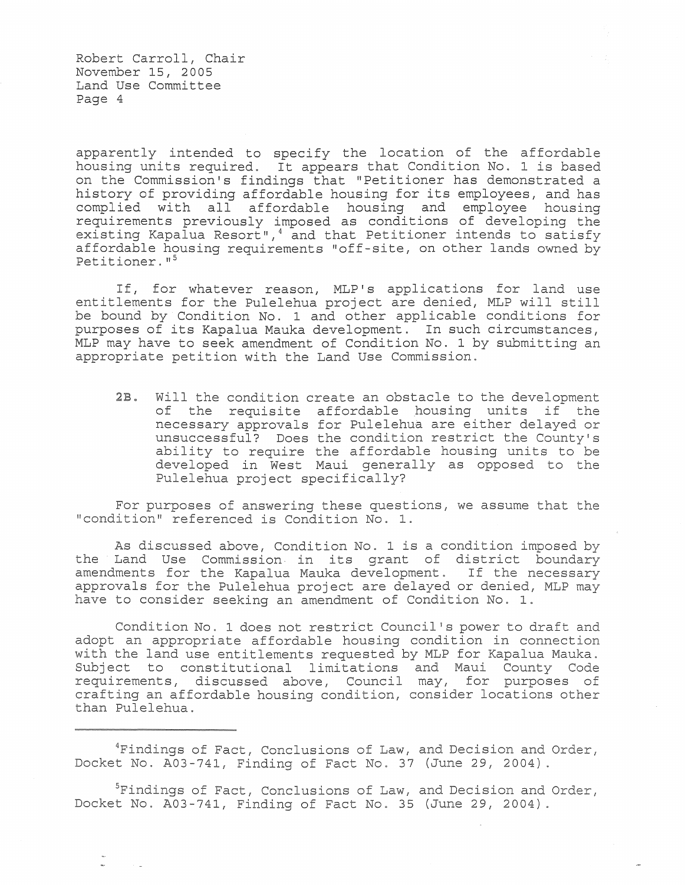apparently intended to specify the location of the affordable housing units required. It appears that Condition No. 1 is based on the Commission's findings that "Petitioner has demonstrated a history of providing affordable housing for its employees, and has complied with all affordable housing and employee housing requirements previously imposed as conditions of developing the existing Kapalua Resort",[4] and that Petitioner intends to satisfy affordable housing requirements "off-site, on other lands owned by Petitioner."[5]

If, for whatever reason, MLP's applications for land use entitlements for the Pulelehua project are denied, MLP will still be bound by Condition No. 1 and other applicable conditions for purposes of its Kapalua Mauka development. In such circumstances, MLP may have to seek amendment of Condition No. 1 by submitting an appropriate petition with the Land Use Commission.

> 2B. Will the condition create an obstacle to the development of the requisite affordable housing units if the necessary approvals for Pulelehua are either delayed or unsuccessful? Does the condition restrict the County's ability to require the affordable housing units to be developed in West Maui generally as opposed to the Pulelehua project specifically?

For purposes of answering these questions, we assume that the "condition" referenced is Condition No. 1.

As discussed above, Condition No. 1 is a condition imposed by the Land Use Commission in its grant of district boundary amendments for the Kapalua Mauka development. If the necessary approvals for the Pulelehua project are delayed or denied, MLP may have to consider seeking an amendment of Condition No. 1.

Condition No. 1 does not restrict Council's power to draft and adopt an appropriate affordable housing condition in connection with the land use entitlements requested by MLP for Kapalua Mauka. Subject to constitutional limitations and Maui County Code requirements, discussed above, Council may, for purposes of crafting an affordable housing condition, consider locations other than Pulelehua.

---

[4] Findings of Fact, Conclusions of Law, and Decision and Order, Docket No. A03-741, Finding of Fact No. 37 (June 29, 2004).

[5] Findings of Fact, Conclusions of Law, and Decision and Order, Docket No. A03-741, Finding of Fact No. 35 (June 29, 2004).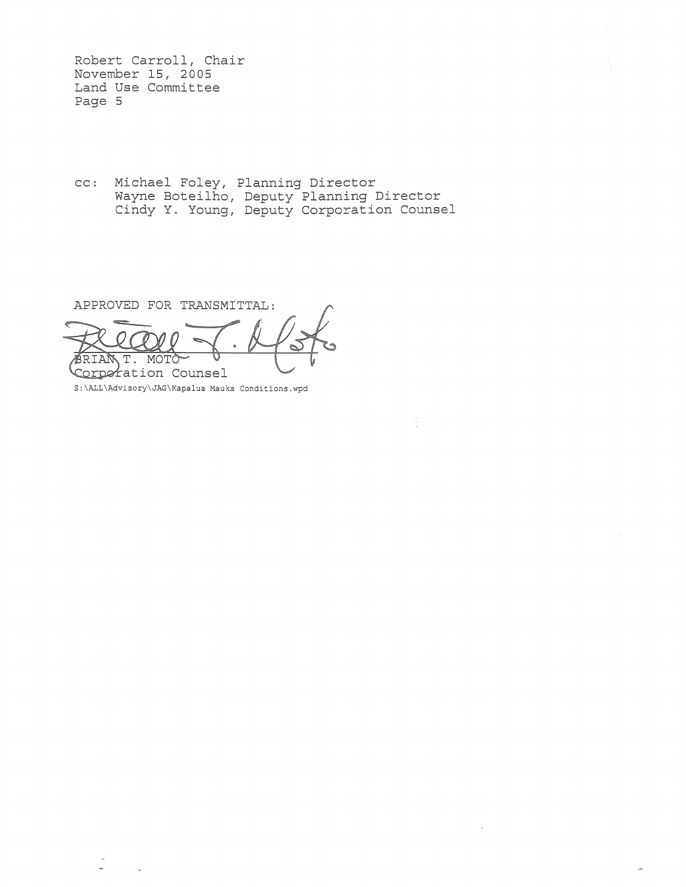Robert Carroll, Chair
November 15, 2005
Land Use Committee
Page 5

cc: Michael Foley, Planning Director
Wayne Boteilho, Deputy Planning Director
Cindy Y. Young, Deputy Corporation Counsel

APPROVED FOR TRANSMITTAL:

BRIAN T. MOTO
Corporation Counsel

S:\ALL\Advisory\JAG\Kapalua Mauka Conditions.wpd